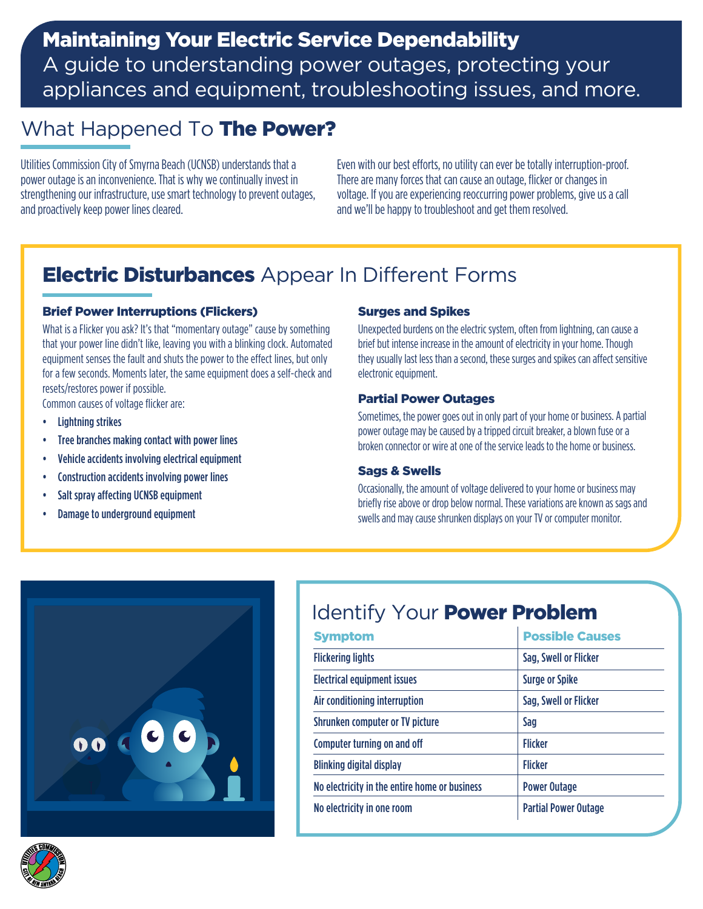# Maintaining Your Electric Service Dependability

A guide to understanding power outages, protecting your appliances and equipment, troubleshooting issues, and more.

## What Happened To **The Power?**

Utilities Commission City of Smyrna Beach (UCNSB) understands that a power outage is an inconvenience. That is why we continually invest in strengthening our infrastructure, use smart technology to prevent outages, and proactively keep power lines cleared.

Even with our best efforts, no utility can ever be totally interruption-proof. There are many forces that can cause an outage, flicker or changes in voltage. If you are experiencing reoccurring power problems, give us a call and we'll be happy to troubleshoot and get them resolved.

## **Electric Disturbances** Appear In Different Forms

### Brief Power Interruptions (Flickers)

What is a Flicker you ask? It's that "momentary outage" cause by something that your power line didn't like, leaving you with a blinking clock. Automated equipment senses the fault and shuts the power to the effect lines, but only for a few seconds. Moments later, the same equipment does a self-check and resets/restores power if possible.

Common causes of voltage flicker are:

- Lightning strikes
- Tree branches making contact with power lines
- Vehicle accidents involving electrical equipment
- Construction accidents involving power lines
- Salt spray affecting UCNSB equipment
- Damage to underground equipment

### Surges and Spikes

Unexpected burdens on the electric system, often from lightning, can cause a brief but intense increase in the amount of electricity in your home. Though they usually last less than a second, these surges and spikes can affect sensitive electronic equipment.

### Partial Power Outages

Sometimes, the power goes out in only part of your home or business. A partial power outage may be caused by a tripped circuit breaker, a blown fuse or a broken connector or wire at one of the service leads to the home or business.

### Sags & Swells

Occasionally, the amount of voltage delivered to your home or business may briefly rise above or drop below normal. These variations are known as sags and swells and may cause shrunken displays on your TV or computer monitor.

## Identify Your **Power Problem**

| Symptom | Possible Causes |
| --- | --- |
| Flickering lights | Sag, Swell or Flicker |
| Electrical equipment issues | Surge or Spike |
| Air conditioning interruption | Sag, Swell or Flicker |
| Shrunken computer or TV picture | Sag |
| Computer turning on and off | Flicker |
| Blinking digital display | Flicker |
| No electricity in the entire home or business | Power Outage |
| No electricity in one room | Partial Power Outage |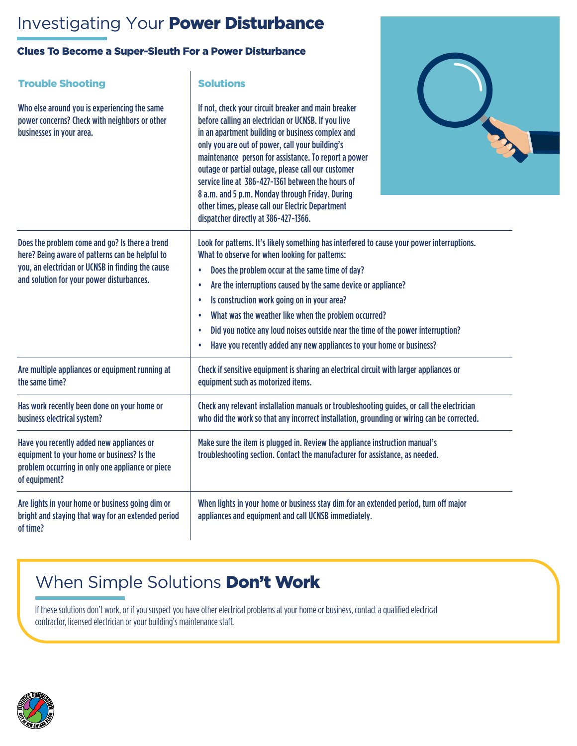# Investigating Your **Power Disturbance**

### Clues To Become a Super-Sleuth For a Power Disturbance

| Trouble Shooting | Solutions |
| --- | --- |
| Who else around you is experiencing the same power concerns? Check with neighbors or other businesses in your area. | If not, check your circuit breaker and main breaker before calling an electrician or UCNSB. If you live in an apartment building or business complex and only you are out of power, call your building's maintenance person for assistance. To report a power outage or partial outage, please call our customer service line at 386-427-1361 between the hours of 8 a.m. and 5 p.m. Monday through Friday. During other times, please call our Electric Department dispatcher directly at 386-427-1366. |
| Does the problem come and go? Is there a trend here? Being aware of patterns can be helpful to you, an electrician or UCNSB in finding the cause and solution for your power disturbances. | Look for patterns. It's likely something has interfered to cause your power interruptions. What to observe for when looking for patterns: • Does the problem occur at the same time of day? • Are the interruptions caused by the same device or appliance? • Is construction work going on in your area? • What was the weather like when the problem occurred? • Did you notice any loud noises outside near the time of the power interruption? • Have you recently added any new appliances to your home or business? |
| Are multiple appliances or equipment running at the same time? | Check if sensitive equipment is sharing an electrical circuit with larger appliances or equipment such as motorized items. |
| Has work recently been done on your home or business electrical system? | Check any relevant installation manuals or troubleshooting guides, or call the electrician who did the work so that any incorrect installation, grounding or wiring can be corrected. |
| Have you recently added new appliances or equipment to your home or business? Is the problem occurring in only one appliance or piece of equipment? | Make sure the item is plugged in. Review the appliance instruction manual's troubleshooting section. Contact the manufacturer for assistance, as needed. |
| Are lights in your home or business going dim or bright and staying that way for an extended period of time? | When lights in your home or business stay dim for an extended period, turn off major appliances and equipment and call UCNSB immediately. |

## When Simple Solutions **Don't Work**

If these solutions don't work, or if you suspect you have other electrical problems at your home or business, contact a qualified electrical contractor, licensed electrician or your building's maintenance staff.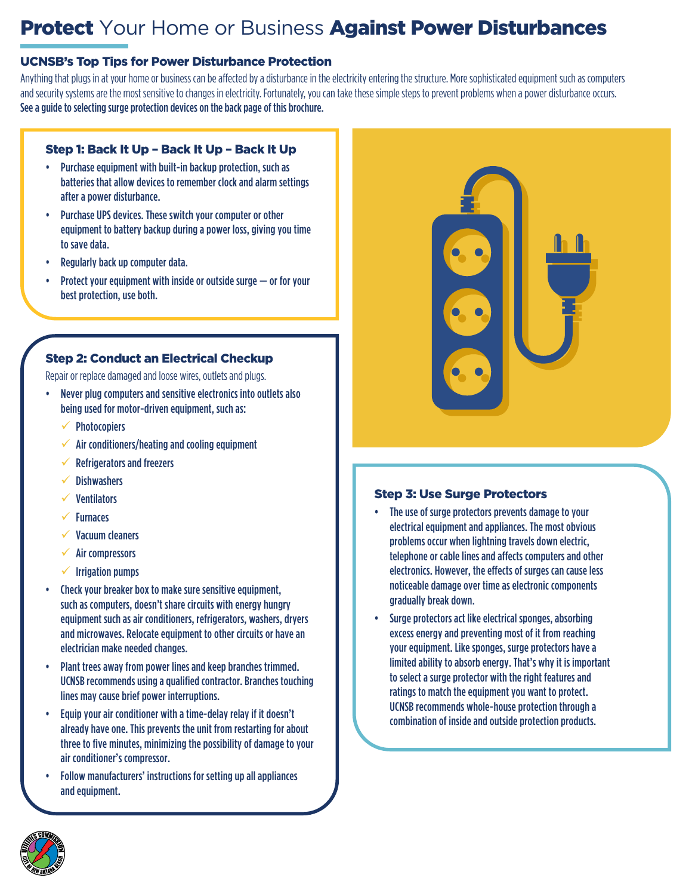# **Protect** Your Home or Business **Against Power Disturbances**

## UCNSB's Top Tips for Power Disturbance Protection

Anything that plugs in at your home or business can be affected by a disturbance in the electricity entering the structure. More sophisticated equipment such as computers and security systems are the most sensitive to changes in electricity. Fortunately, you can take these simple steps to prevent problems when a power disturbance occurs. **See a guide to selecting surge protection devices on the back page of this brochure.**

### Step 1: Back It Up – Back It Up – Back It Up

- Purchase equipment with built-in backup protection, such as batteries that allow devices to remember clock and alarm settings after a power disturbance.
- Purchase UPS devices. These switch your computer or other equipment to battery backup during a power loss, giving you time to save data.
- Regularly back up computer data.
- Protect your equipment with inside or outside surge — or for your best protection, use both.

### Step 2: Conduct an Electrical Checkup

Repair or replace damaged and loose wires, outlets and plugs.

- Never plug computers and sensitive electronics into outlets also being used for motor-driven equipment, such as:
  - ✓ Photocopiers
  - ✓ Air conditioners/heating and cooling equipment
  - ✓ Refrigerators and freezers
  - ✓ Dishwashers
  - ✓ Ventilators
  - ✓ Furnaces
  - ✓ Vacuum cleaners
  - ✓ Air compressors
  - ✓ Irrigation pumps
- Check your breaker box to make sure sensitive equipment, such as computers, doesn't share circuits with energy hungry equipment such as air conditioners, refrigerators, washers, dryers and microwaves. Relocate equipment to other circuits or have an electrician make needed changes.
- Plant trees away from power lines and keep branches trimmed. UCNSB recommends using a qualified contractor. Branches touching lines may cause brief power interruptions.
- Equip your air conditioner with a time-delay relay if it doesn't already have one. This prevents the unit from restarting for about three to five minutes, minimizing the possibility of damage to your air conditioner's compressor.
- Follow manufacturers' instructions for setting up all appliances and equipment.

### Step 3: Use Surge Protectors

- The use of surge protectors prevents damage to your electrical equipment and appliances. The most obvious problems occur when lightning travels down electric, telephone or cable lines and affects computers and other electronics. However, the effects of surges can cause less noticeable damage over time as electronic components gradually break down.
- Surge protectors act like electrical sponges, absorbing excess energy and preventing most of it from reaching your equipment. Like sponges, surge protectors have a limited ability to absorb energy. That's why it is important to select a surge protector with the right features and ratings to match the equipment you want to protect. UCNSB recommends whole-house protection through a combination of inside and outside protection products.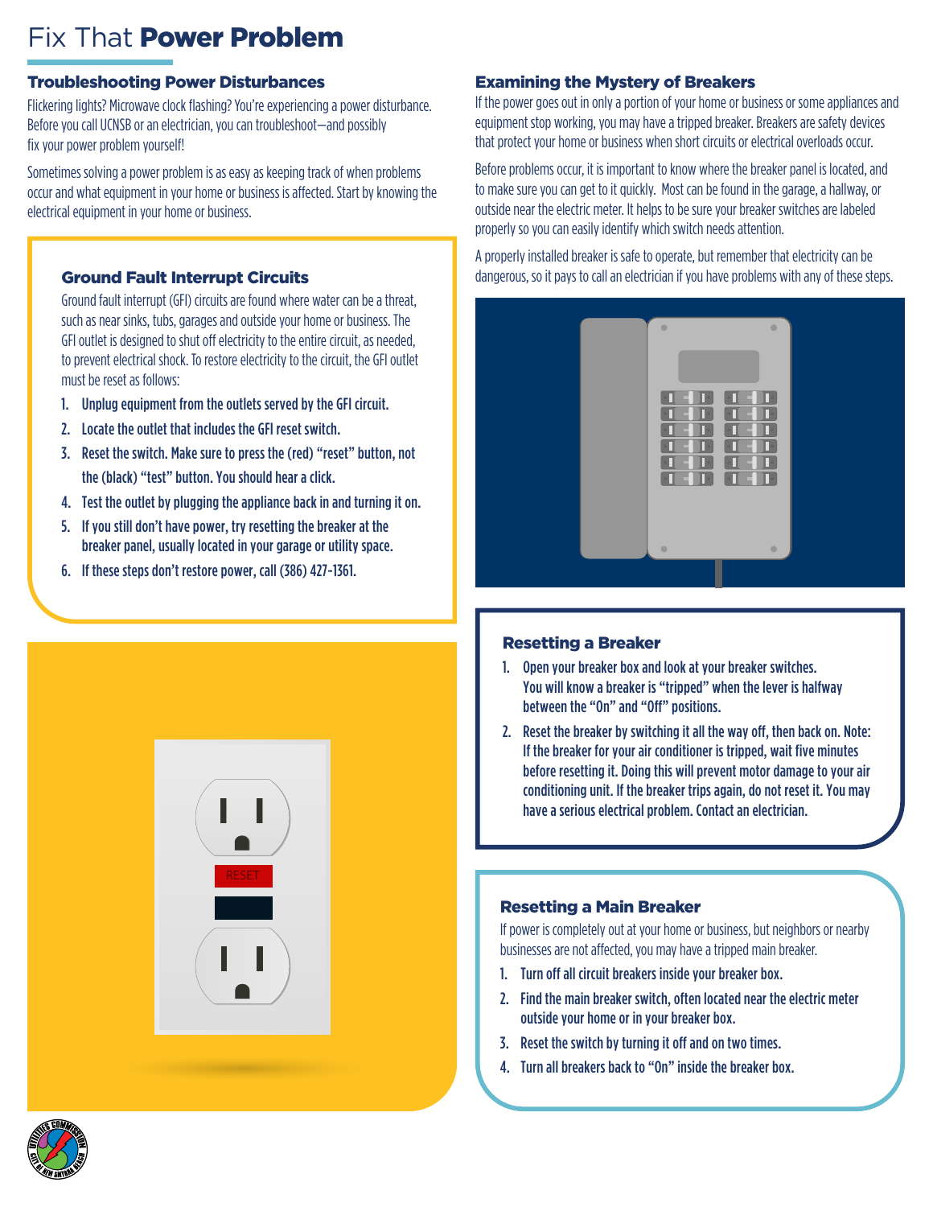# Fix That **Power Problem**

## Troubleshooting Power Disturbances

Flickering lights? Microwave clock flashing? You're experiencing a power disturbance. Before you call UCNSB or an electrician, you can troubleshoot—and possibly fix your power problem yourself!

Sometimes solving a power problem is as easy as keeping track of when problems occur and what equipment in your home or business is affected. Start by knowing the electrical equipment in your home or business.

### Ground Fault Interrupt Circuits

Ground fault interrupt (GFI) circuits are found where water can be a threat, such as near sinks, tubs, garages and outside your home or business. The GFI outlet is designed to shut off electricity to the entire circuit, as needed, to prevent electrical shock. To restore electricity to the circuit, the GFI outlet must be reset as follows:

1. Unplug equipment from the outlets served by the GFI circuit.
2. Locate the outlet that includes the GFI reset switch.
3. Reset the switch. Make sure to press the (red) "reset" button, not the (black) "test" button. You should hear a click.
4. Test the outlet by plugging the appliance back in and turning it on.
5. If you still don't have power, try resetting the breaker at the breaker panel, usually located in your garage or utility space.
6. If these steps don't restore power, call (386) 427-1361.

## Examining the Mystery of Breakers

If the power goes out in only a portion of your home or business or some appliances and equipment stop working, you may have a tripped breaker. Breakers are safety devices that protect your home or business when short circuits or electrical overloads occur.

Before problems occur, it is important to know where the breaker panel is located, and to make sure you can get to it quickly. Most can be found in the garage, a hallway, or outside near the electric meter. It helps to be sure your breaker switches are labeled properly so you can easily identify which switch needs attention.

A properly installed breaker is safe to operate, but remember that electricity can be dangerous, so it pays to call an electrician if you have problems with any of these steps.

### Resetting a Breaker

1. Open your breaker box and look at your breaker switches. You will know a breaker is "tripped" when the lever is halfway between the "On" and "Off" positions.
2. Reset the breaker by switching it all the way off, then back on. Note: If the breaker for your air conditioner is tripped, wait five minutes before resetting it. Doing this will prevent motor damage to your air conditioning unit. If the breaker trips again, do not reset it. You may have a serious electrical problem. Contact an electrician.

### Resetting a Main Breaker

If power is completely out at your home or business, but neighbors or nearby businesses are not affected, you may have a tripped main breaker.

1. Turn off all circuit breakers inside your breaker box.
2. Find the main breaker switch, often located near the electric meter outside your home or in your breaker box.
3. Reset the switch by turning it off and on two times.
4. Turn all breakers back to "On" inside the breaker box.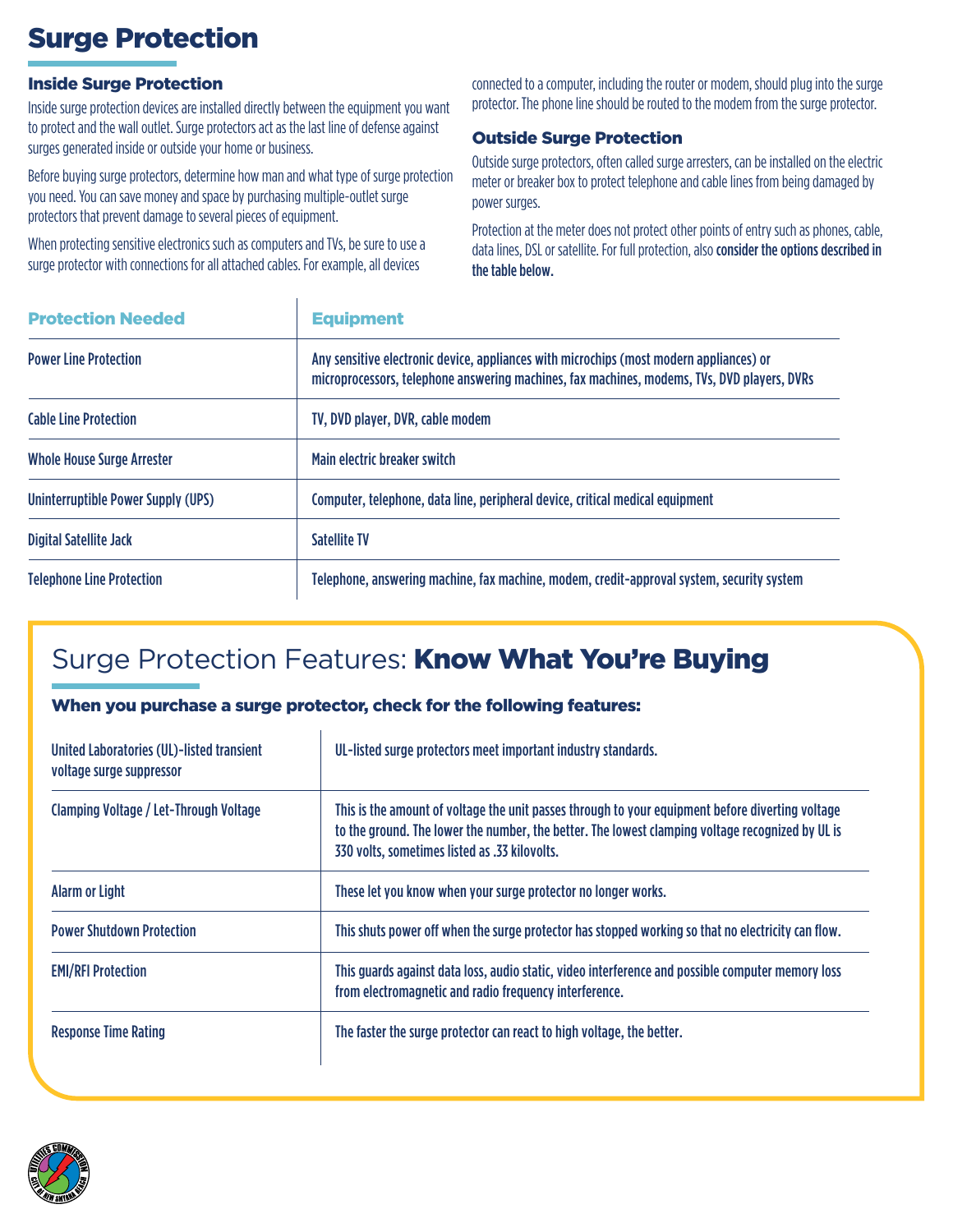# Surge Protection

## Inside Surge Protection

Inside surge protection devices are installed directly between the equipment you want to protect and the wall outlet. Surge protectors act as the last line of defense against surges generated inside or outside your home or business.

Before buying surge protectors, determine how man and what type of surge protection you need. You can save money and space by purchasing multiple-outlet surge protectors that prevent damage to several pieces of equipment.

When protecting sensitive electronics such as computers and TVs, be sure to use a surge protector with connections for all attached cables. For example, all devices connected to a computer, including the router or modem, should plug into the surge protector. The phone line should be routed to the modem from the surge protector.

## Outside Surge Protection

Outside surge protectors, often called surge arresters, can be installed on the electric meter or breaker box to protect telephone and cable lines from being damaged by power surges.

Protection at the meter does not protect other points of entry such as phones, cable, data lines, DSL or satellite. For full protection, also **consider the options described in the table below.**

| Protection Needed | Equipment |
|---|---|
| Power Line Protection | Any sensitive electronic device, appliances with microchips (most modern appliances) or microprocessors, telephone answering machines, fax machines, modems, TVs, DVD players, DVRs |
| Cable Line Protection | TV, DVD player, DVR, cable modem |
| Whole House Surge Arrester | Main electric breaker switch |
| Uninterruptible Power Supply (UPS) | Computer, telephone, data line, peripheral device, critical medical equipment |
| Digital Satellite Jack | Satellite TV |
| Telephone Line Protection | Telephone, answering machine, fax machine, modem, credit-approval system, security system |

## Surge Protection Features: **Know What You're Buying**

**When you purchase a surge protector, check for the following features:**

| | |
|---|---|
| United Laboratories (UL)-listed transient voltage surge suppressor | UL-listed surge protectors meet important industry standards. |
| Clamping Voltage / Let-Through Voltage | This is the amount of voltage the unit passes through to your equipment before diverting voltage to the ground. The lower the number, the better. The lowest clamping voltage recognized by UL is 330 volts, sometimes listed as .33 kilovolts. |
| Alarm or Light | These let you know when your surge protector no longer works. |
| Power Shutdown Protection | This shuts power off when the surge protector has stopped working so that no electricity can flow. |
| EMI/RFI Protection | This guards against data loss, audio static, video interference and possible computer memory loss from electromagnetic and radio frequency interference. |
| Response Time Rating | The faster the surge protector can react to high voltage, the better. |

Utilities Commission City of New Smyrna Beach